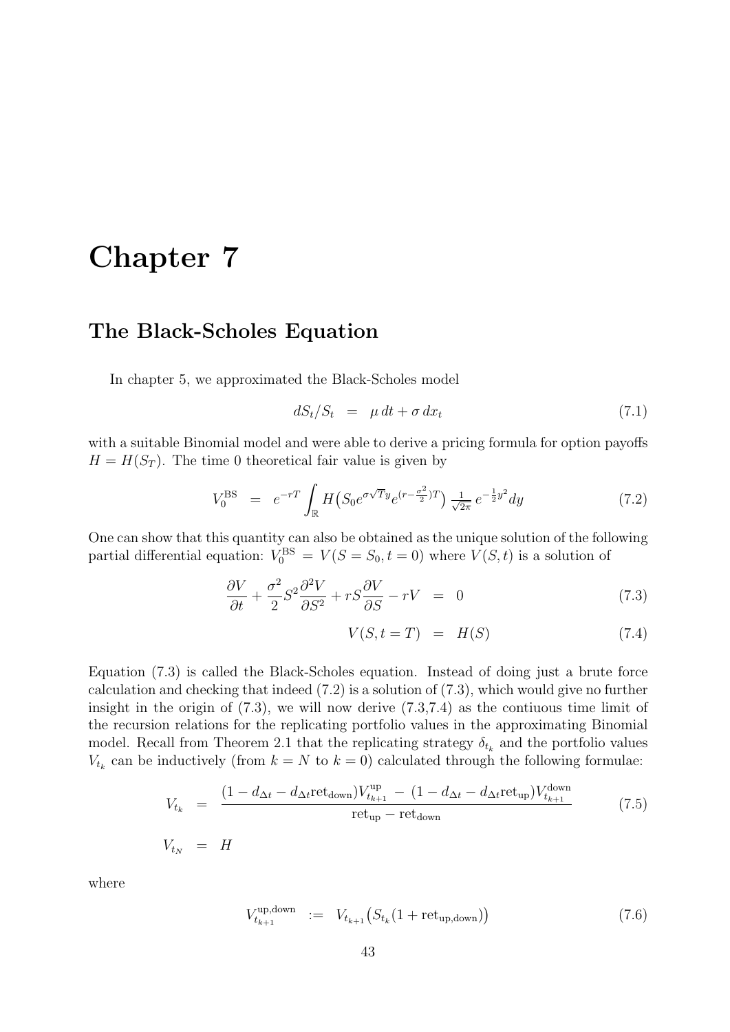# Chapter 7

## The Black-Scholes Equation

In chapter 5, we approximated the Black-Scholes model

$$dS_t/S_t \;=\; \mu\,dt + \sigma\,dx_t \tag{7.1}$$

with a suitable Binomial model and were able to derive a pricing formula for option payoffs $H = H(S_T)$. The time 0 theoretical fair value is given by

$$V_0^{\mathrm{BS}} \;=\; e^{-rT}\int_{\mathbb{R}} H\big(S_0 e^{\sigma\sqrt{T}y} e^{(r-\frac{\sigma^2}{2})T}\big)\,\tfrac{1}{\sqrt{2\pi}}\,e^{-\frac{1}{2}y^2}dy \tag{7.2}$$

One can show that this quantity can also be obtained as the unique solution of the following partial differential equation: $V_0^{\mathrm{BS}} = V(S = S_0, t = 0)$ where $V(S,t)$ is a solution of

$$\frac{\partial V}{\partial t} + \frac{\sigma^2}{2}S^2\frac{\partial^2 V}{\partial S^2} + rS\frac{\partial V}{\partial S} - rV \;=\; 0 \tag{7.3}$$

$$V(S, t = T) \;=\; H(S) \tag{7.4}$$

Equation (7.3) is called the Black-Scholes equation. Instead of doing just a brute force calculation and checking that indeed (7.2) is a solution of (7.3), which would give no further insight in the origin of (7.3), we will now derive (7.3,7.4) as the contiuous time limit of the recursion relations for the replicating portfolio values in the approximating Binomial model. Recall from Theorem 2.1 that the replicating strategy $\delta_{t_k}$ and the portfolio values $V_{t_k}$ can be inductively (from $k = N$ to $k = 0$) calculated through the following formulae:

$$V_{t_k} \;=\; \frac{(1 - d_{\Delta t} - d_{\Delta t}\mathrm{ret}_{\mathrm{down}})V_{t_{k+1}}^{\mathrm{up}} \;-\; (1 - d_{\Delta t} - d_{\Delta t}\mathrm{ret}_{\mathrm{up}})V_{t_{k+1}}^{\mathrm{down}}}{\mathrm{ret}_{\mathrm{up}} - \mathrm{ret}_{\mathrm{down}}} \tag{7.5}$$

$$V_{t_N} \;=\; H$$

where

$$V_{t_{k+1}}^{\mathrm{up,down}} \;:=\; V_{t_{k+1}}\big(S_{t_k}(1 + \mathrm{ret}_{\mathrm{up,down}})\big) \tag{7.6}$$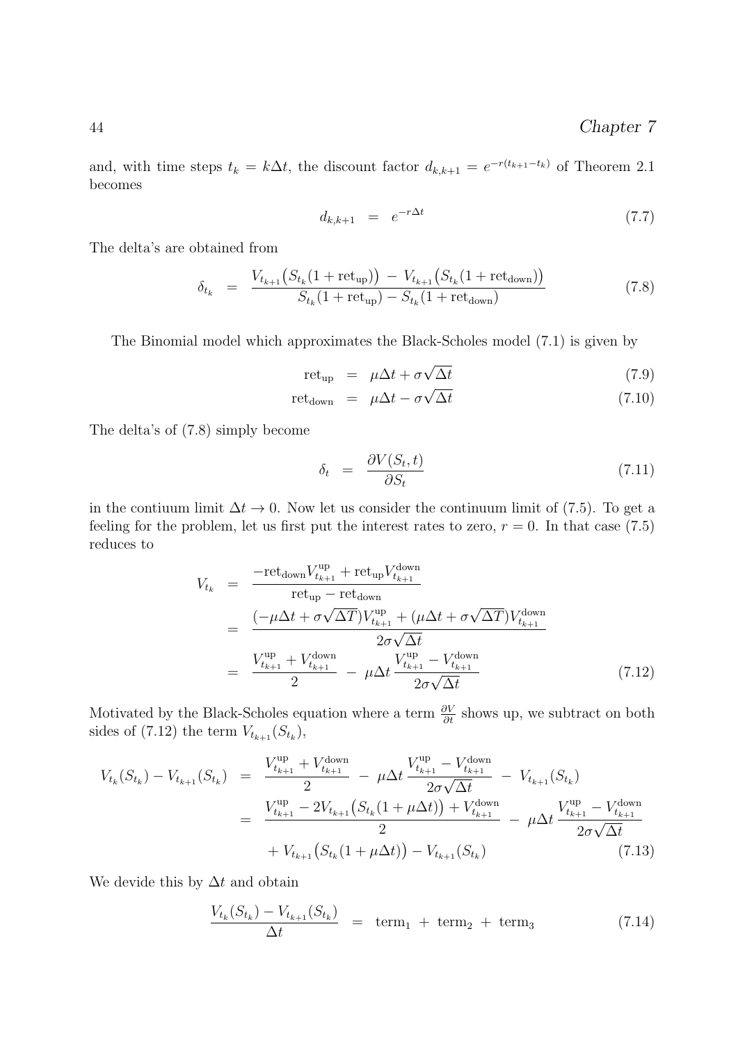and, with time steps $t_k = k\Delta t$, the discount factor $d_{k,k+1} = e^{-r(t_{k+1}-t_k)}$ of Theorem 2.1 becomes

$$d_{k,k+1} \;=\; e^{-r\Delta t} \tag{7.7}$$

The delta's are obtained from

$$\delta_{t_k} \;=\; \frac{V_{t_{k+1}}\big(S_{t_k}(1+\mathrm{ret_{up}})\big) \;-\; V_{t_{k+1}}\big(S_{t_k}(1+\mathrm{ret_{down}})\big)}{S_{t_k}(1+\mathrm{ret_{up}}) - S_{t_k}(1+\mathrm{ret_{down}})} \tag{7.8}$$

The Binomial model which approximates the Black-Scholes model (7.1) is given by

$$\mathrm{ret_{up}} \;=\; \mu\Delta t + \sigma\sqrt{\Delta t} \tag{7.9}$$

$$\mathrm{ret_{down}} \;=\; \mu\Delta t - \sigma\sqrt{\Delta t} \tag{7.10}$$

The delta's of (7.8) simply become

$$\delta_t \;=\; \frac{\partial V(S_t,t)}{\partial S_t} \tag{7.11}$$

in the contiuum limit $\Delta t \to 0$. Now let us consider the continuum limit of (7.5). To get a feeling for the problem, let us first put the interest rates to zero, $r = 0$. In that case (7.5) reduces to

$$\begin{aligned}
V_{t_k} \;&=\; \frac{-\mathrm{ret_{down}} V^{\mathrm{up}}_{t_{k+1}} + \mathrm{ret_{up}} V^{\mathrm{down}}_{t_{k+1}}}{\mathrm{ret_{up}} - \mathrm{ret_{down}}} \\
&=\; \frac{(-\mu\Delta t + \sigma\sqrt{\Delta T})V^{\mathrm{up}}_{t_{k+1}} + (\mu\Delta t + \sigma\sqrt{\Delta T})V^{\mathrm{down}}_{t_{k+1}}}{2\sigma\sqrt{\Delta t}} \\
&=\; \frac{V^{\mathrm{up}}_{t_{k+1}} + V^{\mathrm{down}}_{t_{k+1}}}{2} \;-\; \mu\Delta t\,\frac{V^{\mathrm{up}}_{t_{k+1}} - V^{\mathrm{down}}_{t_{k+1}}}{2\sigma\sqrt{\Delta t}}
\end{aligned} \tag{7.12}$$

Motivated by the Black-Scholes equation where a term $\frac{\partial V}{\partial t}$ shows up, we subtract on both sides of (7.12) the term $V_{t_{k+1}}(S_{t_k})$,

$$\begin{aligned}
V_{t_k}(S_{t_k}) - V_{t_{k+1}}(S_{t_k}) \;&=\; \frac{V^{\mathrm{up}}_{t_{k+1}} + V^{\mathrm{down}}_{t_{k+1}}}{2} \;-\; \mu\Delta t\,\frac{V^{\mathrm{up}}_{t_{k+1}} - V^{\mathrm{down}}_{t_{k+1}}}{2\sigma\sqrt{\Delta t}} \;-\; V_{t_{k+1}}(S_{t_k}) \\
&=\; \frac{V^{\mathrm{up}}_{t_{k+1}} - 2V_{t_{k+1}}\big(S_{t_k}(1+\mu\Delta t)\big) + V^{\mathrm{down}}_{t_{k+1}}}{2} \;-\; \mu\Delta t\,\frac{V^{\mathrm{up}}_{t_{k+1}} - V^{\mathrm{down}}_{t_{k+1}}}{2\sigma\sqrt{\Delta t}} \\
&\quad\; + V_{t_{k+1}}\big(S_{t_k}(1+\mu\Delta t)\big) - V_{t_{k+1}}(S_{t_k})
\end{aligned} \tag{7.13}$$

We devide this by $\Delta t$ and obtain

$$\frac{V_{t_k}(S_{t_k}) - V_{t_{k+1}}(S_{t_k})}{\Delta t} \;=\; \mathrm{term}_1 \;+\; \mathrm{term}_2 \;+\; \mathrm{term}_3 \tag{7.14}$$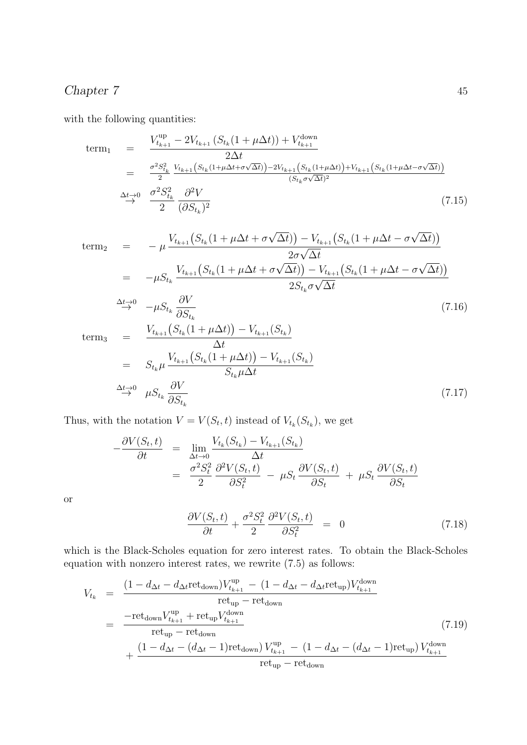with the following quantities:

$$
\begin{aligned}
\text{term}_1 &= \frac{V^{\text{up}}_{t_{k+1}} - 2V_{t_{k+1}}\left(S_{t_k}(1+\mu\Delta t)\right) + V^{\text{down}}_{t_{k+1}}}{2\Delta t} \\
&= \frac{\sigma^2 S_{t_k}^2}{2} \, \frac{V_{t_{k+1}}\big(S_{t_k}(1+\mu\Delta t+\sigma\sqrt{\Delta t})\big) - 2V_{t_{k+1}}\big(S_{t_k}(1+\mu\Delta t)\big) + V_{t_{k+1}}\big(S_{t_k}(1+\mu\Delta t-\sigma\sqrt{\Delta t})\big)}{(S_{t_k}\sigma\sqrt{\Delta t})^2} \\
&\overset{\Delta t \to 0}{\to} \frac{\sigma^2 S_{t_k}^2}{2} \, \frac{\partial^2 V}{(\partial S_{t_k})^2}
\end{aligned}
\tag{7.15}
$$

$$
\begin{aligned}
\text{term}_2 &= -\,\mu \, \frac{V_{t_{k+1}}\big(S_{t_k}(1+\mu\Delta t+\sigma\sqrt{\Delta t})\big) - V_{t_{k+1}}\big(S_{t_k}(1+\mu\Delta t-\sigma\sqrt{\Delta t})\big)}{2\sigma\sqrt{\Delta t}} \\
&= -\mu S_{t_k} \, \frac{V_{t_{k+1}}\big(S_{t_k}(1+\mu\Delta t+\sigma\sqrt{\Delta t})\big) - V_{t_{k+1}}\big(S_{t_k}(1+\mu\Delta t-\sigma\sqrt{\Delta t})\big)}{2S_{t_k}\sigma\sqrt{\Delta t}} \\
&\overset{\Delta t \to 0}{\to} -\mu S_{t_k} \, \frac{\partial V}{\partial S_{t_k}}
\end{aligned}
\tag{7.16}
$$

$$
\begin{aligned}
\text{term}_3 &= \frac{V_{t_{k+1}}\big(S_{t_k}(1+\mu\Delta t)\big) - V_{t_{k+1}}(S_{t_k})}{\Delta t} \\
&= S_{t_k}\mu \, \frac{V_{t_{k+1}}\big(S_{t_k}(1+\mu\Delta t)\big) - V_{t_{k+1}}(S_{t_k})}{S_{t_k}\mu\Delta t} \\
&\overset{\Delta t \to 0}{\to} \mu S_{t_k} \, \frac{\partial V}{\partial S_{t_k}}
\end{aligned}
\tag{7.17}
$$

Thus, with the notation $V = V(S_t, t)$ instead of $V_{t_k}(S_{t_k})$, we get

$$
\begin{aligned}
-\frac{\partial V(S_t,t)}{\partial t} &= \lim_{\Delta t \to 0} \frac{V_{t_k}(S_{t_k}) - V_{t_{k+1}}(S_{t_k})}{\Delta t} \\
&= \frac{\sigma^2 S_t^2}{2} \, \frac{\partial^2 V(S_t,t)}{\partial S_t^2} \; - \; \mu S_t \, \frac{\partial V(S_t,t)}{\partial S_t} \; + \; \mu S_t \, \frac{\partial V(S_t,t)}{\partial S_t}
\end{aligned}
$$

or

$$
\frac{\partial V(S_t,t)}{\partial t} + \frac{\sigma^2 S_t^2}{2} \, \frac{\partial^2 V(S_t,t)}{\partial S_t^2} \;=\; 0 \tag{7.18}
$$

which is the Black-Scholes equation for zero interest rates. To obtain the Black-Scholes equation with nonzero interest rates, we rewrite (7.5) as follows:

$$
\begin{aligned}
V_{t_k} &= \frac{(1 - d_{\Delta t} - d_{\Delta t}\text{ret}_{\text{down}})V^{\text{up}}_{t_{k+1}} \; - \; (1 - d_{\Delta t} - d_{\Delta t}\text{ret}_{\text{up}})V^{\text{down}}_{t_{k+1}}}{\text{ret}_{\text{up}} - \text{ret}_{\text{down}}} \\
&= \frac{-\text{ret}_{\text{down}}V^{\text{up}}_{t_{k+1}} + \text{ret}_{\text{up}}V^{\text{down}}_{t_{k+1}}}{\text{ret}_{\text{up}} - \text{ret}_{\text{down}}} \\
&\quad + \frac{(1 - d_{\Delta t} - (d_{\Delta t}-1)\text{ret}_{\text{down}})\,V^{\text{up}}_{t_{k+1}} \; - \; (1 - d_{\Delta t} - (d_{\Delta t}-1)\text{ret}_{\text{up}})\,V^{\text{down}}_{t_{k+1}}}{\text{ret}_{\text{up}} - \text{ret}_{\text{down}}}
\end{aligned}
\tag{7.19}
$$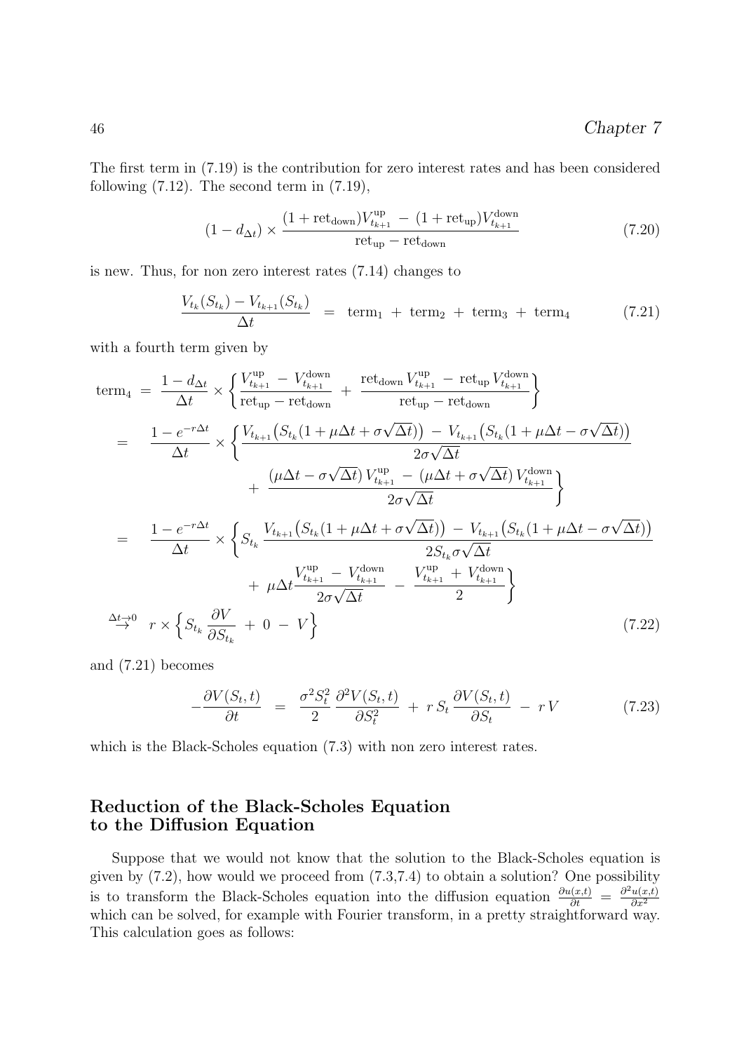The first term in (7.19) is the contribution for zero interest rates and has been considered following (7.12). The second term in (7.19),

$$(1 - d_{\Delta t}) \times \frac{(1 + \text{ret}_{\text{down}}) V_{t_{k+1}}^{\text{up}} \; - \; (1 + \text{ret}_{\text{up}}) V_{t_{k+1}}^{\text{down}}}{\text{ret}_{\text{up}} - \text{ret}_{\text{down}}} \tag{7.20}$$

is new. Thus, for non zero interest rates (7.14) changes to

$$\frac{V_{t_k}(S_{t_k}) - V_{t_{k+1}}(S_{t_k})}{\Delta t} \;\; = \;\; \text{term}_1 \; + \; \text{term}_2 \; + \; \text{term}_3 \; + \; \text{term}_4 \tag{7.21}$$

with a fourth term given by

$$\begin{aligned}
\text{term}_4 \; = \; & \frac{1 - d_{\Delta t}}{\Delta t} \times \left\{ \frac{V_{t_{k+1}}^{\text{up}} \; - \; V_{t_{k+1}}^{\text{down}}}{\text{ret}_{\text{up}} - \text{ret}_{\text{down}}} \; + \; \frac{\text{ret}_{\text{down}} \, V_{t_{k+1}}^{\text{up}} \; - \; \text{ret}_{\text{up}} \, V_{t_{k+1}}^{\text{down}}}{\text{ret}_{\text{up}} - \text{ret}_{\text{down}}} \right\} \\
= \;\; & \frac{1 - e^{-r\Delta t}}{\Delta t} \times \left\{ \frac{V_{t_{k+1}}\big(S_{t_k}(1 + \mu\Delta t + \sigma\sqrt{\Delta t})\big) \; - \; V_{t_{k+1}}\big(S_{t_k}(1 + \mu\Delta t - \sigma\sqrt{\Delta t})\big)}{2\sigma\sqrt{\Delta t}} \right. \\
& \qquad \qquad \left. + \; \frac{(\mu\Delta t - \sigma\sqrt{\Delta t}) \, V_{t_{k+1}}^{\text{up}} \; - \; (\mu\Delta t + \sigma\sqrt{\Delta t}) \, V_{t_{k+1}}^{\text{down}}}{2\sigma\sqrt{\Delta t}} \right\} \\
= \;\; & \frac{1 - e^{-r\Delta t}}{\Delta t} \times \left\{ S_{t_k} \, \frac{V_{t_{k+1}}\big(S_{t_k}(1 + \mu\Delta t + \sigma\sqrt{\Delta t})\big) \; - \; V_{t_{k+1}}\big(S_{t_k}(1 + \mu\Delta t - \sigma\sqrt{\Delta t})\big)}{2 S_{t_k} \sigma\sqrt{\Delta t}} \right. \\
& \qquad \qquad \left. + \; \mu\Delta t \frac{V_{t_{k+1}}^{\text{up}} \; - \; V_{t_{k+1}}^{\text{down}}}{2\sigma\sqrt{\Delta t}} \; - \; \frac{V_{t_{k+1}}^{\text{up}} \; + \; V_{t_{k+1}}^{\text{down}}}{2} \right\} \\
\overset{\Delta t \to 0}{\to} \;\; & r \times \left\{ S_{t_k} \, \frac{\partial V}{\partial S_{t_k}} \; + \; 0 \; - \; V \right\}
\end{aligned} \tag{7.22}$$

and (7.21) becomes

$$-\frac{\partial V(S_t, t)}{\partial t} \;\; = \;\; \frac{\sigma^2 S_t^2}{2} \, \frac{\partial^2 V(S_t, t)}{\partial S_t^2} \; + \; r \, S_t \, \frac{\partial V(S_t, t)}{\partial S_t} \; - \; r \, V \tag{7.23}$$

which is the Black-Scholes equation (7.3) with non zero interest rates.

## Reduction of the Black-Scholes Equation to the Diffusion Equation

Suppose that we would not know that the solution to the Black-Scholes equation is given by (7.2), how would we proceed from (7.3,7.4) to obtain a solution? One possibility is to transform the Black-Scholes equation into the diffusion equation $\frac{\partial u(x,t)}{\partial t} = \frac{\partial^2 u(x,t)}{\partial x^2}$ which can be solved, for example with Fourier transform, in a pretty straightforward way. This calculation goes as follows: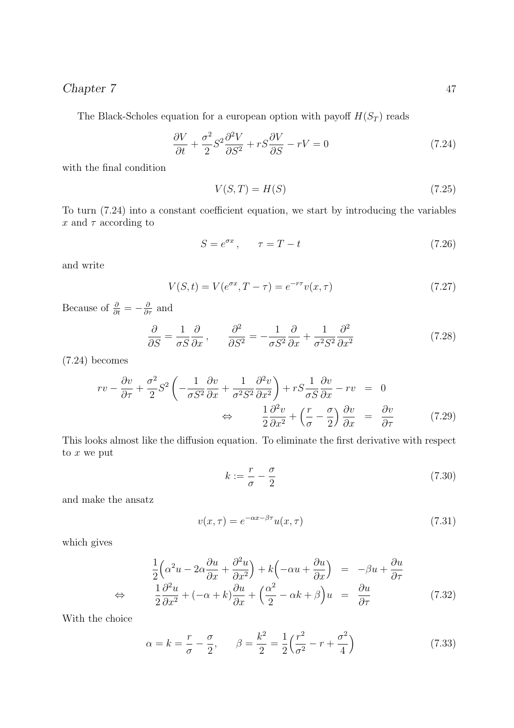The Black-Scholes equation for a european option with payoff $H(S_T)$ reads

$$\frac{\partial V}{\partial t} + \frac{\sigma^2}{2} S^2 \frac{\partial^2 V}{\partial S^2} + rS\frac{\partial V}{\partial S} - rV = 0 \tag{7.24}$$

with the final condition

$$V(S,T) = H(S) \tag{7.25}$$

To turn (7.24) into a constant coefficient equation, we start by introducing the variables $x$ and $\tau$ according to

$$S = e^{\sigma x}\,, \qquad \tau = T - t \tag{7.26}$$

and write

$$V(S,t) = V(e^{\sigma x}, T-\tau) = e^{-r\tau} v(x,\tau) \tag{7.27}$$

Because of $\frac{\partial}{\partial t} = -\frac{\partial}{\partial \tau}$ and

$$\frac{\partial}{\partial S} = \frac{1}{\sigma S}\frac{\partial}{\partial x}\,, \qquad \frac{\partial^2}{\partial S^2} = -\frac{1}{\sigma S^2}\frac{\partial}{\partial x} + \frac{1}{\sigma^2 S^2}\frac{\partial^2}{\partial x^2} \tag{7.28}$$

(7.24) becomes

$$\begin{aligned} rv - \frac{\partial v}{\partial \tau} + \frac{\sigma^2}{2} S^2 \left( -\frac{1}{\sigma S^2}\frac{\partial v}{\partial x} + \frac{1}{\sigma^2 S^2}\frac{\partial^2 v}{\partial x^2} \right) + rS\frac{1}{\sigma S}\frac{\partial v}{\partial x} - rv &= 0 \\ \Leftrightarrow \qquad \frac{1}{2}\frac{\partial^2 v}{\partial x^2} + \left(\frac{r}{\sigma} - \frac{\sigma}{2}\right)\frac{\partial v}{\partial x} &= \frac{\partial v}{\partial \tau} \end{aligned} \tag{7.29}$$

This looks almost like the diffusion equation. To eliminate the first derivative with respect to $x$ we put

$$k := \frac{r}{\sigma} - \frac{\sigma}{2} \tag{7.30}$$

and make the ansatz

$$v(x,\tau) = e^{-\alpha x - \beta \tau} u(x,\tau) \tag{7.31}$$

which gives

$$\begin{aligned} \frac{1}{2}\Big(\alpha^2 u - 2\alpha\frac{\partial u}{\partial x} + \frac{\partial^2 u}{\partial x^2}\Big) + k\Big(-\alpha u + \frac{\partial u}{\partial x}\Big) &= -\beta u + \frac{\partial u}{\partial \tau} \\ \Leftrightarrow \qquad \frac{1}{2}\frac{\partial^2 u}{\partial x^2} + (-\alpha + k)\frac{\partial u}{\partial x} + \Big(\frac{\alpha^2}{2} - \alpha k + \beta\Big)u &= \frac{\partial u}{\partial \tau} \end{aligned} \tag{7.32}$$

With the choice

$$\alpha = k = \frac{r}{\sigma} - \frac{\sigma}{2}, \qquad \beta = \frac{k^2}{2} = \frac{1}{2}\Big(\frac{r^2}{\sigma^2} - r + \frac{\sigma^2}{4}\Big) \tag{7.33}$$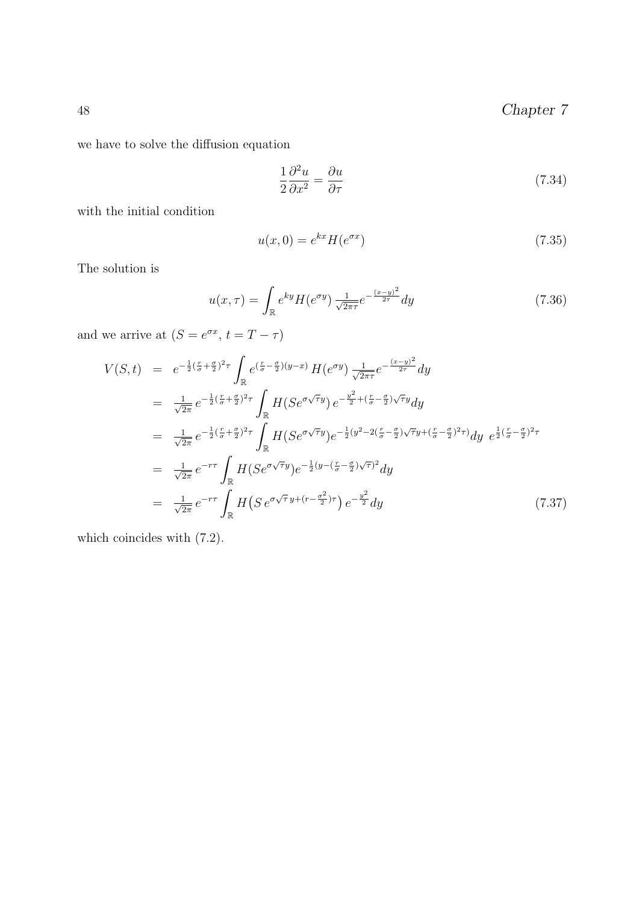we have to solve the diffusion equation

$$\frac{1}{2}\frac{\partial^2 u}{\partial x^2} = \frac{\partial u}{\partial \tau} \tag{7.34}$$

with the initial condition

$$u(x,0) = e^{kx} H(e^{\sigma x}) \tag{7.35}$$

The solution is

$$u(x,\tau) = \int_{\mathbb{R}} e^{ky} H(e^{\sigma y}) \, \tfrac{1}{\sqrt{2\pi\tau}} e^{-\frac{(x-y)^2}{2\tau}} dy \tag{7.36}$$

and we arrive at ($S = e^{\sigma x}$, $t = T - \tau$)

$$\begin{aligned}
V(S,t) &= e^{-\frac{1}{2}(\frac{r}{\sigma}+\frac{\sigma}{2})^2\tau} \int_{\mathbb{R}} e^{(\frac{r}{\sigma}-\frac{\sigma}{2})(y-x)} \, H(e^{\sigma y}) \, \tfrac{1}{\sqrt{2\pi\tau}} e^{-\frac{(x-y)^2}{2\tau}} dy \\
&= \tfrac{1}{\sqrt{2\pi}} \, e^{-\frac{1}{2}(\frac{r}{\sigma}+\frac{\sigma}{2})^2\tau} \int_{\mathbb{R}} H(Se^{\sigma\sqrt{\tau}y}) \, e^{-\frac{y^2}{2}+(\frac{r}{\sigma}-\frac{\sigma}{2})\sqrt{\tau}y} dy \\
&= \tfrac{1}{\sqrt{2\pi}} \, e^{-\frac{1}{2}(\frac{r}{\sigma}+\frac{\sigma}{2})^2\tau} \int_{\mathbb{R}} H(Se^{\sigma\sqrt{\tau}y}) e^{-\frac{1}{2}(y^2-2(\frac{r}{\sigma}-\frac{\sigma}{2})\sqrt{\tau}y+(\frac{r}{\sigma}-\frac{\sigma}{2})^2\tau)} dy \;\; e^{\frac{1}{2}(\frac{r}{\sigma}-\frac{\sigma}{2})^2\tau} \\
&= \tfrac{1}{\sqrt{2\pi}} \, e^{-r\tau} \int_{\mathbb{R}} H(Se^{\sigma\sqrt{\tau}y}) e^{-\frac{1}{2}(y-(\frac{r}{\sigma}-\frac{\sigma}{2})\sqrt{\tau})^2} dy \\
&= \tfrac{1}{\sqrt{2\pi}} \, e^{-r\tau} \int_{\mathbb{R}} H\big(S\, e^{\sigma\sqrt{\tau}\, y+(r-\frac{\sigma^2}{2})\tau}\big) \, e^{-\frac{y^2}{2}} dy
\end{aligned} \tag{7.37}$$

which coincides with (7.2).